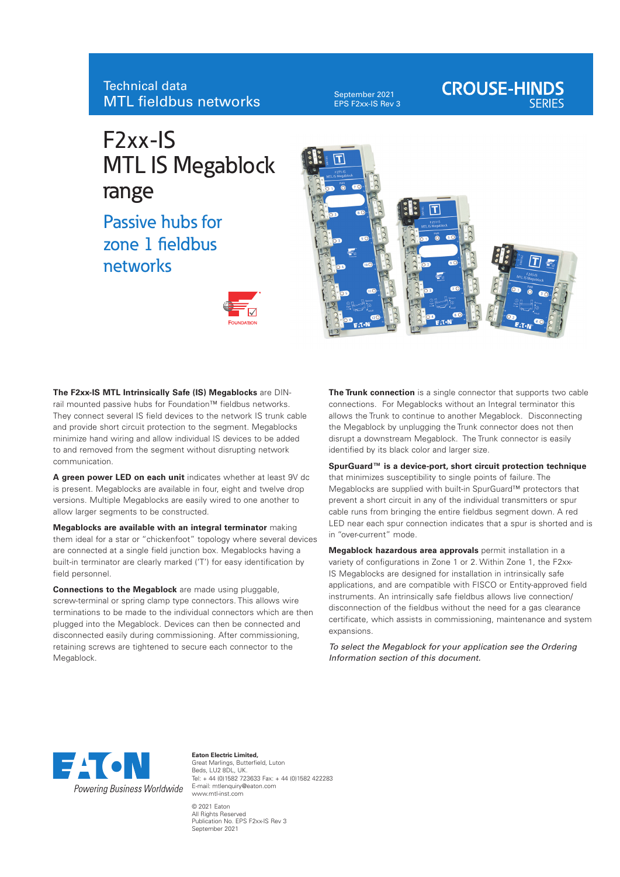Technical data
MTL fieldbus networks

September 2021
EPS F2xx-IS Rev 3

CROUSE-HINDS SERIES

# F2xx-IS MTL IS Megablock range

## Passive hubs for zone 1 fieldbus networks

**The F2xx-IS MTL Intrinsically Safe (IS) Megablocks** are DIN-rail mounted passive hubs for Foundation™ fieldbus networks. They connect several IS field devices to the network IS trunk cable and provide short circuit protection to the segment. Megablocks minimize hand wiring and allow individual IS devices to be added to and removed from the segment without disrupting network communication.

**A green power LED on each unit** indicates whether at least 9V dc is present. Megablocks are available in four, eight and twelve drop versions. Multiple Megablocks are easily wired to one another to allow larger segments to be constructed.

**Megablocks are available with an integral terminator** making them ideal for a star or "chickenfoot" topology where several devices are connected at a single field junction box. Megablocks having a built-in terminator are clearly marked ('T') for easy identification by field personnel.

**Connections to the Megablock** are made using pluggable, screw-terminal or spring clamp type connectors. This allows wire terminations to be made to the individual connectors which are then plugged into the Megablock. Devices can then be connected and disconnected easily during commissioning. After commissioning, retaining screws are tightened to secure each connector to the Megablock.

**The Trunk connection** is a single connector that supports two cable connections. For Megablocks without an Integral terminator this allows the Trunk to continue to another Megablock. Disconnecting the Megablock by unplugging the Trunk connector does not then disrupt a downstream Megablock. The Trunk connector is easily identified by its black color and larger size.

**SpurGuard™ is a device-port, short circuit protection technique** that minimizes susceptibility to single points of failure. The Megablocks are supplied with built-in SpurGuard™ protectors that prevent a short circuit in any of the individual transmitters or spur cable runs from bringing the entire fieldbus segment down. A red LED near each spur connection indicates that a spur is shorted and is in "over-current" mode.

**Megablock hazardous area approvals** permit installation in a variety of configurations in Zone 1 or 2. Within Zone 1, the F2xx-IS Megablocks are designed for installation in intrinsically safe applications, and are compatible with FISCO or Entity-approved field instruments. An intrinsically safe fieldbus allows live connection/disconnection of the fieldbus without the need for a gas clearance certificate, which assists in commissioning, maintenance and system expansions.

*To select the Megablock for your application see the Ordering Information section of this document.*

Eaton — Powering Business Worldwide

**Eaton Electric Limited,**
Great Marlings, Butterfield, Luton
Beds, LU2 8DL, UK.
Tel: + 44 (0)1582 723633 Fax: + 44 (0)1582 422283
E-mail: mtlenquiry@eaton.com
www.mtl-inst.com

© 2021 Eaton
All Rights Reserved
Publication No. EPS F2xx-IS Rev 3
September 2021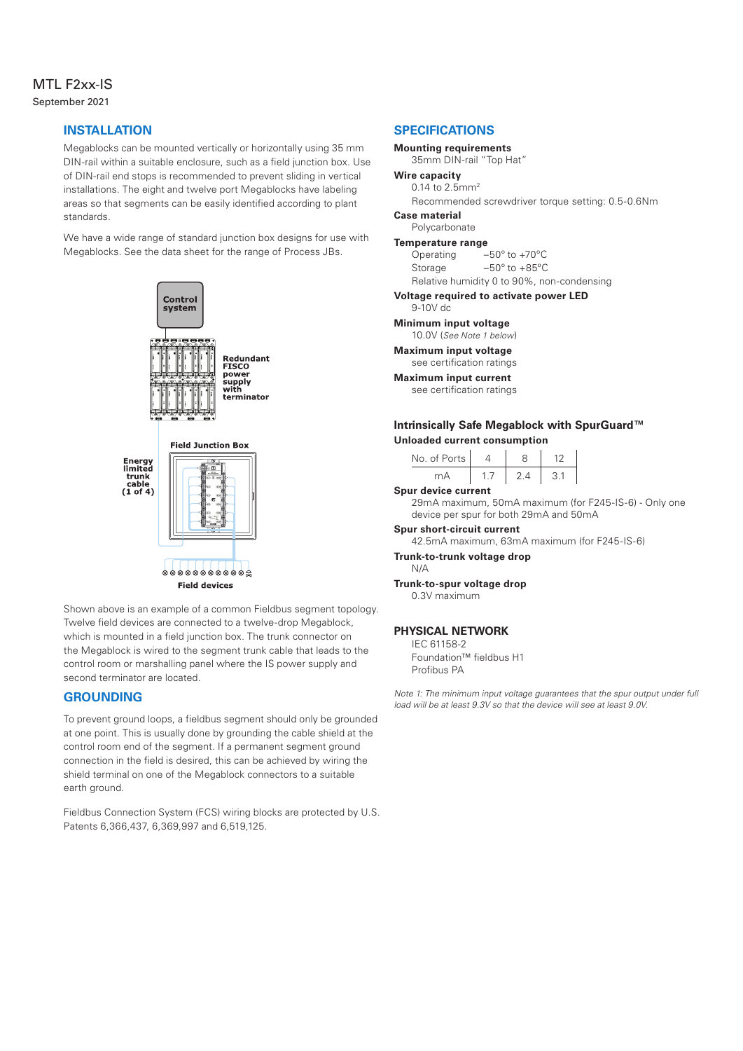## INSTALLATION

Megablocks can be mounted vertically or horizontally using 35 mm DIN-rail within a suitable enclosure, such as a field junction box. Use of DIN-rail end stops is recommended to prevent sliding in vertical installations. The eight and twelve port Megablocks have labeling areas so that segments can be easily identified according to plant standards.

We have a wide range of standard junction box designs for use with Megablocks. See the data sheet for the range of Process JBs.

Shown above is an example of a common Fieldbus segment topology. Twelve field devices are connected to a twelve-drop Megablock, which is mounted in a field junction box. The trunk connector on the Megablock is wired to the segment trunk cable that leads to the control room or marshalling panel where the IS power supply and second terminator are located.

## GROUNDING

To prevent ground loops, a fieldbus segment should only be grounded at one point. This is usually done by grounding the cable shield at the control room end of the segment. If a permanent segment ground connection in the field is desired, this can be achieved by wiring the shield terminal on one of the Megablock connectors to a suitable earth ground.

Fieldbus Connection System (FCS) wiring blocks are protected by U.S. Patents 6,366,437, 6,369,997 and 6,519,125.

## SPECIFICATIONS

**Mounting requirements**
35mm DIN-rail "Top Hat"

**Wire capacity**
0.14 to 2.5mm$^2$
Recommended screwdriver torque setting: 0.5-0.6Nm

**Case material**
Polycarbonate

**Temperature range**
Operating −50° to +70°C
Storage −50° to +85°C
Relative humidity 0 to 90%, non-condensing

**Voltage required to activate power LED**
9-10V dc

**Minimum input voltage**
10.0V (*See Note 1 below*)

**Maximum input voltage**
see certification ratings

**Maximum input current**
see certification ratings

### Intrinsically Safe Megablock with SpurGuard™

**Unloaded current consumption**

| No. of Ports | 4 | 8 | 12 |
|---|---|---|---|
| mA | 1.7 | 2.4 | 3.1 |

**Spur device current**
29mA maximum, 50mA maximum (for F245-IS-6) - Only one device per spur for both 29mA and 50mA

**Spur short-circuit current**
42.5mA maximum, 63mA maximum (for F245-IS-6)

**Trunk-to-trunk voltage drop**
N/A

**Trunk-to-spur voltage drop**
0.3V maximum

## PHYSICAL NETWORK

IEC 61158-2
Foundation™ fieldbus H1
Profibus PA

*Note 1: The minimum input voltage guarantees that the spur output under full load will be at least 9.3V so that the device will see at least 9.0V.*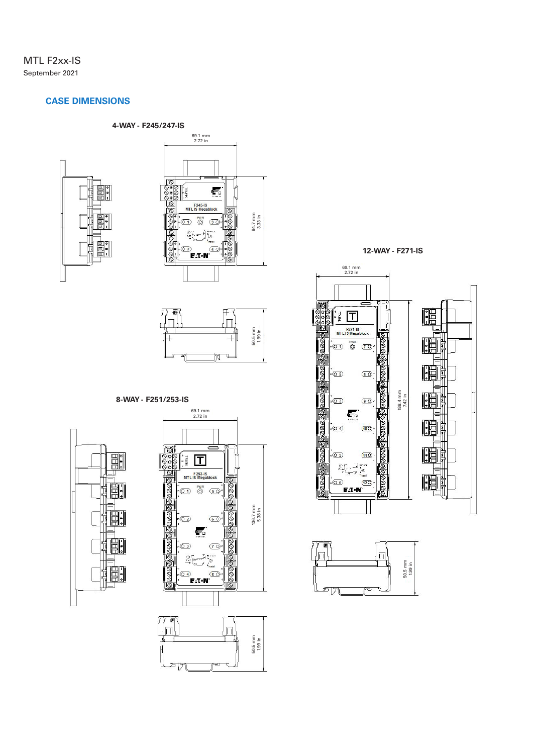## CASE DIMENSIONS

### 4-WAY - F245/247-IS

69.1 mm
2.72 in

84.7 mm
3.33 in

50.5 mm
1.99 in

### 8-WAY - F251/253-IS

69.1 mm
2.72 in

136.7 mm
5.38 in

50.5 mm
1.99 in

### 12-WAY - F271-IS

69.1 mm
2.72 in

188.4 mm
7.42 in

50.5 mm
1.99 in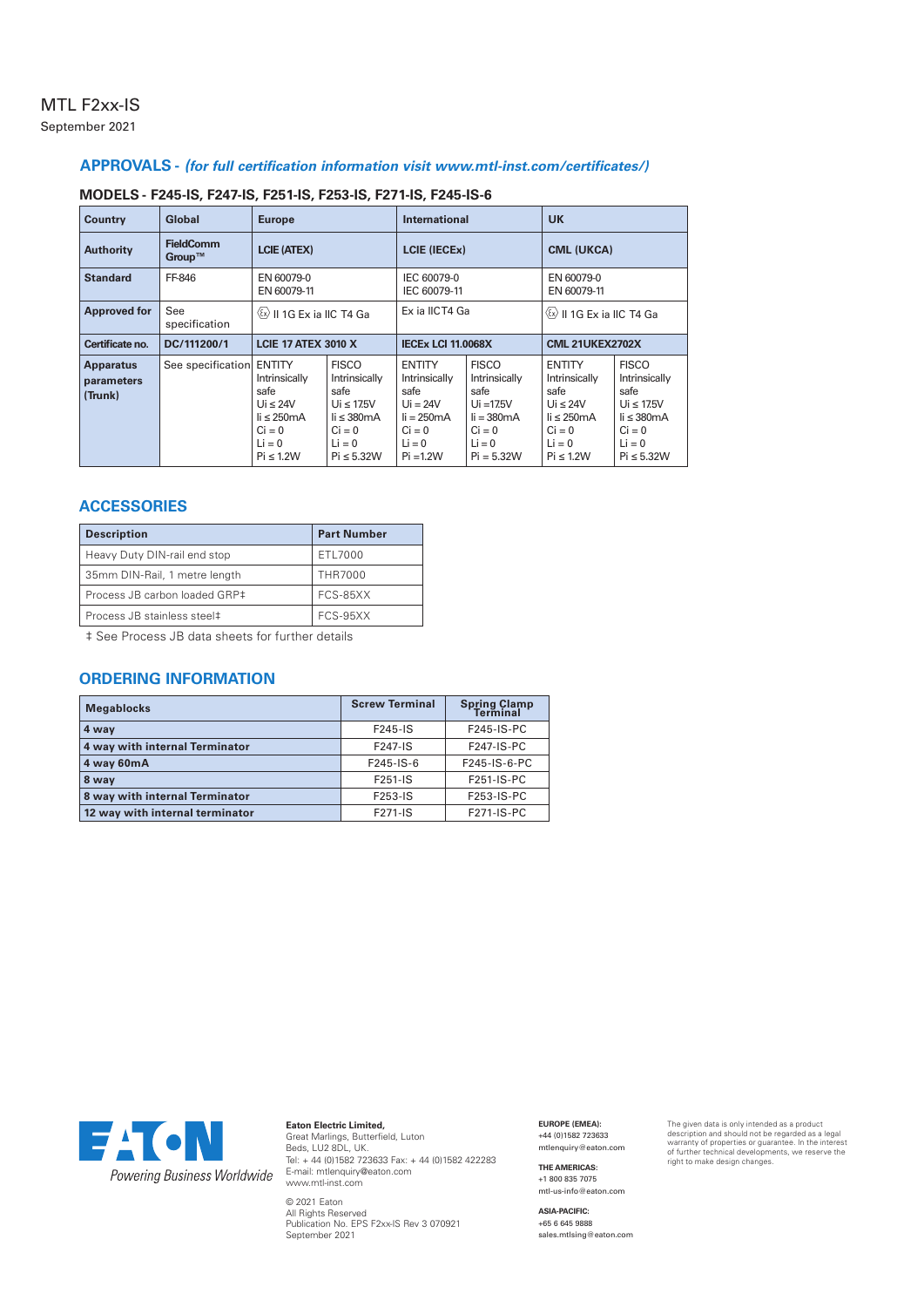MTL F2xx-IS
September 2021

## APPROVALS - *(for full certification information visit www.mtl-inst.com/certificates/)*

### MODELS - F245-IS, F247-IS, F251-IS, F253-IS, F271-IS, F245-IS-6

| Country | Global | Europe | | International | | UK | |
|---|---|---|---|---|---|---|---|
| **Authority** | **FieldComm Group™** | **LCIE (ATEX)** | | **LCIE (IECEx)** | | **CML (UKCA)** | |
| **Standard** | FF-846 | EN 60079-0 EN 60079-11 | | IEC 60079-0 IEC 60079-11 | | EN 60079-0 EN 60079-11 | |
| **Approved for** | See specification | Ex II 1G Ex ia IIC T4 Ga | | Ex ia IICT4 Ga | | Ex II 1G Ex ia IIC T4 Ga | |
| **Certificate no.** | **DC/111200/1** | **LCIE 17 ATEX 3010 X** | | **IECEx LCI 11.0068X** | | **CML 21UKEX2702X** | |
| **Apparatus parameters (Trunk)** | See specification | ENTITY Intrinsically safe Ui ≤ 24V Ii ≤ 250mA Ci = 0 Li = 0 Pi ≤ 1.2W | FISCO Intrinsically safe Ui ≤ 17.5V Ii ≤ 380mA Ci = 0 Li = 0 Pi ≤ 5.32W | ENTITY Intrinsically safe Ui = 24V Ii = 250mA Ci = 0 Li = 0 Pi =1.2W | FISCO Intrinsically safe Ui =17.5V Ii = 380mA Ci = 0 Li = 0 Pi = 5.32W | ENTITY Intrinsically safe Ui ≤ 24V Ii ≤ 250mA Ci = 0 Li = 0 Pi ≤ 1.2W | FISCO Intrinsically safe Ui ≤ 17.5V Ii ≤ 380mA Ci = 0 Li = 0 Pi ≤ 5.32W |

## ACCESSORIES

| Description | Part Number |
|---|---|
| Heavy Duty DIN-rail end stop | ETL7000 |
| 35mm DIN-Rail, 1 metre length | THR7000 |
| Process JB carbon loaded GRP‡ | FCS-85XX |
| Process JB stainless steel‡ | FCS-95XX |

‡ See Process JB data sheets for further details

## ORDERING INFORMATION

| Megablocks | Screw Terminal | Spring Clamp Terminal |
|---|---|---|
| **4 way** | F245-IS | F245-IS-PC |
| **4 way with internal Terminator** | F247-IS | F247-IS-PC |
| **4 way 60mA** | F245-IS-6 | F245-IS-6-PC |
| **8 way** | F251-IS | F251-IS-PC |
| **8 way with internal Terminator** | F253-IS | F253-IS-PC |
| **12 way with internal terminator** | F271-IS | F271-IS-PC |

EATON
Powering Business Worldwide

**Eaton Electric Limited,**
Great Marlings, Butterfield, Luton
Beds, LU2 8DL, UK.
Tel: + 44 (0)1582 723633 Fax: + 44 (0)1582 422283
E-mail: mtlenquiry@eaton.com
www.mtl-inst.com

© 2021 Eaton
All Rights Reserved
Publication No. EPS F2xx-IS Rev 3 070921
September 2021

**EUROPE (EMEA):**
+44 (0)1582 723633
mtlenquiry@eaton.com

**THE AMERICAS:**
+1 800 835 7075
mtl-us-info@eaton.com

**ASIA-PACIFIC:**
+65 6 645 9888
sales.mtlsing@eaton.com

The given data is only intended as a product description and should not be regarded as a legal warranty of properties or guarantee. In the interest of further technical developments, we reserve the right to make design changes.